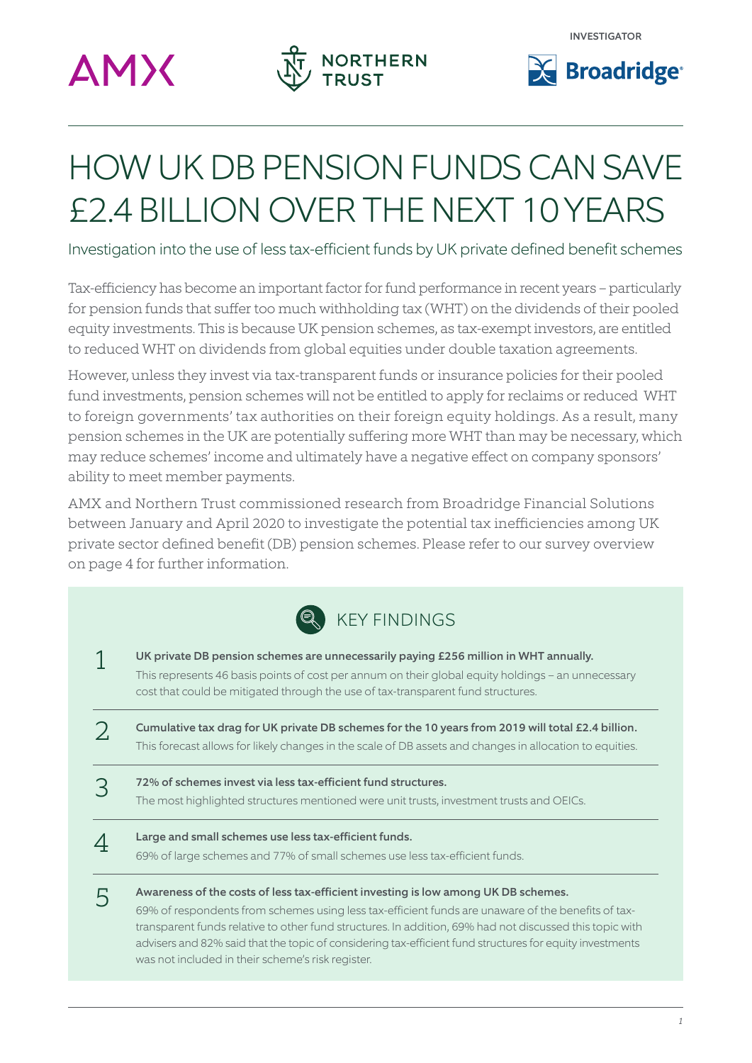INVESTIGATOR

# HOW UK DB PENSION FUNDS CAN SAVE £2.4 BILLION OVER THE NEXT 10 YEARS

## Investigation into the use of less tax-efficient funds by UK private defined benefit schemes

Tax-efficiency has become an important factor for fund performance in recent years – particularly for pension funds that suffer too much withholding tax (WHT) on the dividends of their pooled equity investments. This is because UK pension schemes, as tax-exempt investors, are entitled to reduced WHT on dividends from global equities under double taxation agreements.

However, unless they invest via tax-transparent funds or insurance policies for their pooled fund investments, pension schemes will not be entitled to apply for reclaims or reduced WHT to foreign governments' tax authorities on their foreign equity holdings. As a result, many pension schemes in the UK are potentially suffering more WHT than may be necessary, which may reduce schemes' income and ultimately have a negative effect on company sponsors' ability to meet member payments.

AMX and Northern Trust commissioned research from Broadridge Financial Solutions between January and April 2020 to investigate the potential tax inefficiencies among UK private sector defined benefit (DB) pension schemes. Please refer to our survey overview on page 4 for further information.

### KEY FINDINGS

1. **UK private DB pension schemes are unnecessarily paying £256 million in WHT annually.**
   This represents 46 basis points of cost per annum on their global equity holdings – an unnecessary cost that could be mitigated through the use of tax-transparent fund structures.

2. **Cumulative tax drag for UK private DB schemes for the 10 years from 2019 will total £2.4 billion.**
   This forecast allows for likely changes in the scale of DB assets and changes in allocation to equities.

3. **72% of schemes invest via less tax-efficient fund structures.**
   The most highlighted structures mentioned were unit trusts, investment trusts and OEICs.

4. **Large and small schemes use less tax-efficient funds.**
   69% of large schemes and 77% of small schemes use less tax-efficient funds.

5. **Awareness of the costs of less tax-efficient investing is low among UK DB schemes.**
   69% of respondents from schemes using less tax-efficient funds are unaware of the benefits of tax-transparent funds relative to other fund structures. In addition, 69% had not discussed this topic with advisers and 82% said that the topic of considering tax-efficient fund structures for equity investments was not included in their scheme's risk register.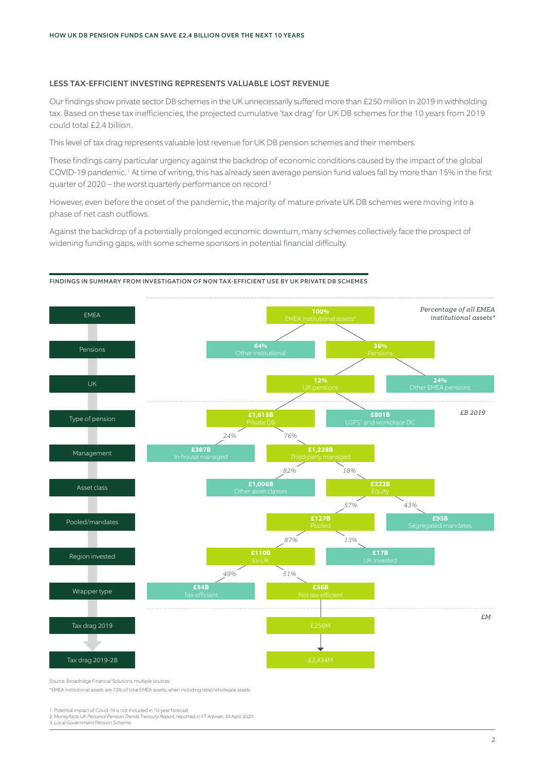## LESS TAX-EFFICIENT INVESTING REPRESENTS VALUABLE LOST REVENUE

Our findings show private sector DB schemes in the UK unnecessarily suffered more than £250 million in 2019 in withholding tax. Based on these tax inefficiencies, the projected cumulative 'tax drag' for UK DB schemes for the 10 years from 2019 could total £2.4 billion.

This level of tax drag represents valuable lost revenue for UK DB pension schemes and their members.

These findings carry particular urgency against the backdrop of economic conditions caused by the impact of the global COVID-19 pandemic.[1] At time of writing, this has already seen average pension fund values fall by more than 15% in the first quarter of 2020 – the worst quarterly performance on record.[2]

However, even before the onset of the pandemic, the majority of mature private UK DB schemes were moving into a phase of net cash outflows.

Against the backdrop of a potentially prolonged economic downturn, many schemes collectively face the prospect of widening funding gaps, with some scheme sponsors in potential financial difficulty.

### FINDINGS IN SUMMARY FROM INVESTIGATION OF NON TAX-EFFICIENT USE BY UK PRIVATE DB SCHEMES

*Percentage of all EMEA institutional assets**

| Level | Breakdown |
|---|---|
| EMEA | 100% EMEA institutional assets* |
| Pensions | 64% Other institutional; 36% Pensions |
| UK | 12% UK pensions; 24% Other EMEA pensions |

*£B 2019*

| Level | Breakdown |
|---|---|
| Type of pension | £1,615B Private DB; £801B LGPS[3] and workplace DC |
| Management | 24%: £387B In-house managed; 76%: £1,228B Third-party managed |
| Asset class | 82%: £1,006B Other asset classes; 18%: £222B Equity |
| Pooled/mandates | 57%: £127B Pooled; 43%: £95B Segregated mandates |
| Region invested | 87%: £110B Ex-UK; 13%: £17B UK invested |
| Wrapper type | 49%: £54B Tax-efficient; 51%: £56B Not tax-efficient |

*£M*

| Level | Value |
|---|---|
| Tax drag 2019 | £256M |
| Tax drag 2019-28 | £2,434M |

Source: Broadridge Financial Solutions, multiple sources

*EMEA institutional assets are 72% of total EMEA assets, when including retail/wholesale assets

1. Potential impact of Covid-19 is not included in 10-year forecast
2. *Moneyfacts UK Personal Pension Trends Treasury Report*, reported in FT Adviser, 30 April 2020
3. Local Government Pension Scheme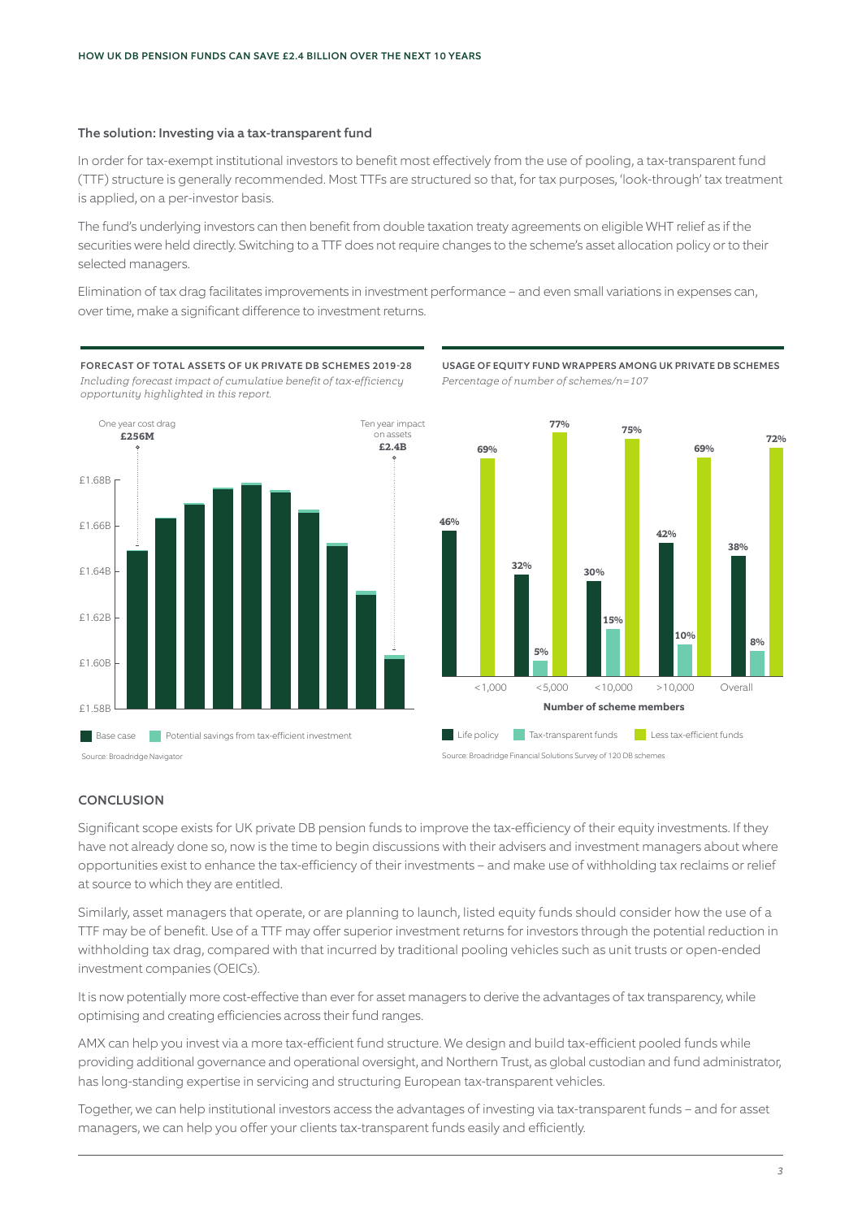### The solution: Investing via a tax-transparent fund

In order for tax-exempt institutional investors to benefit most effectively from the use of pooling, a tax-transparent fund (TTF) structure is generally recommended. Most TTFs are structured so that, for tax purposes, 'look-through' tax treatment is applied, on a per-investor basis.

The fund's underlying investors can then benefit from double taxation treaty agreements on eligible WHT relief as if the securities were held directly. Switching to a TTF does not require changes to the scheme's asset allocation policy or to their selected managers.

Elimination of tax drag facilitates improvements in investment performance – and even small variations in expenses can, over time, make a significant difference to investment returns.

**FORECAST OF TOTAL ASSETS OF UK PRIVATE DB SCHEMES 2019-28**

*Including forecast impact of cumulative benefit of tax-efficiency opportunity highlighted in this report.*

One year cost drag **£256M**

Ten year impact on assets **£2.4B**

Base case | Potential savings from tax-efficient investment

Source: Broadridge Navigator

**USAGE OF EQUITY FUND WRAPPERS AMONG UK PRIVATE DB SCHEMES**

*Percentage of number of schemes/n=107*

| Number of scheme members | Life policy | Tax-transparent funds | Less tax-efficient funds |
|---|---|---|---|
| <1,000 | 46% | | 69% |
| <5,000 | 32% | 5% | 77% |
| <10,000 | 30% | 15% | 75% |
| >10,000 | 42% | 10% | 69% |
| Overall | 38% | 8% | 72% |

Source: Broadridge Financial Solutions Survey of 120 DB schemes

## CONCLUSION

Significant scope exists for UK private DB pension funds to improve the tax-efficiency of their equity investments. If they have not already done so, now is the time to begin discussions with their advisers and investment managers about where opportunities exist to enhance the tax-efficiency of their investments – and make use of withholding tax reclaims or relief at source to which they are entitled.

Similarly, asset managers that operate, or are planning to launch, listed equity funds should consider how the use of a TTF may be of benefit. Use of a TTF may offer superior investment returns for investors through the potential reduction in withholding tax drag, compared with that incurred by traditional pooling vehicles such as unit trusts or open-ended investment companies (OEICs).

It is now potentially more cost-effective than ever for asset managers to derive the advantages of tax transparency, while optimising and creating efficiencies across their fund ranges.

AMX can help you invest via a more tax-efficient fund structure. We design and build tax-efficient pooled funds while providing additional governance and operational oversight, and Northern Trust, as global custodian and fund administrator, has long-standing expertise in servicing and structuring European tax-transparent vehicles.

Together, we can help institutional investors access the advantages of investing via tax-transparent funds – and for asset managers, we can help you offer your clients tax-transparent funds easily and efficiently.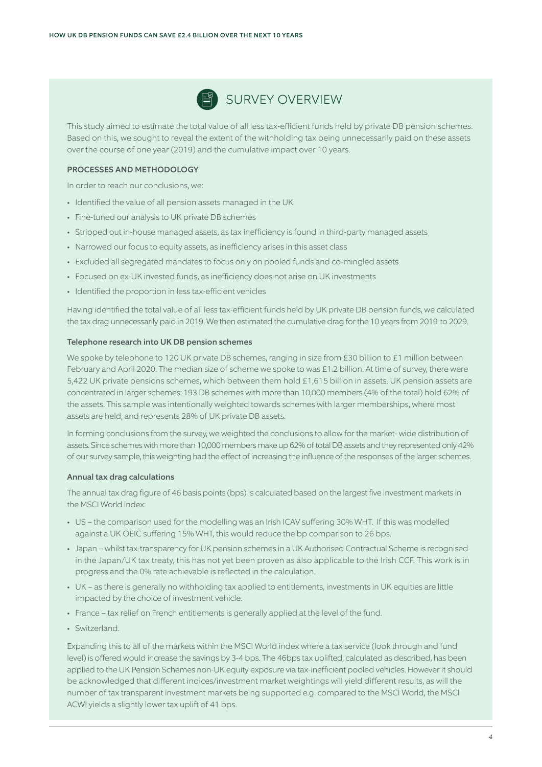## SURVEY OVERVIEW

This study aimed to estimate the total value of all less tax-efficient funds held by private DB pension schemes. Based on this, we sought to reveal the extent of the withholding tax being unnecessarily paid on these assets over the course of one year (2019) and the cumulative impact over 10 years.

### PROCESSES AND METHODOLOGY

In order to reach our conclusions, we:

- Identified the value of all pension assets managed in the UK
- Fine-tuned our analysis to UK private DB schemes
- Stripped out in-house managed assets, as tax inefficiency is found in third-party managed assets
- Narrowed our focus to equity assets, as inefficiency arises in this asset class
- Excluded all segregated mandates to focus only on pooled funds and co-mingled assets
- Focused on ex-UK invested funds, as inefficiency does not arise on UK investments
- Identified the proportion in less tax-efficient vehicles

Having identified the total value of all less tax-efficient funds held by UK private DB pension funds, we calculated the tax drag unnecessarily paid in 2019. We then estimated the cumulative drag for the 10 years from 2019 to 2029.

#### Telephone research into UK DB pension schemes

We spoke by telephone to 120 UK private DB schemes, ranging in size from £30 billion to £1 million between February and April 2020. The median size of scheme we spoke to was £1.2 billion. At time of survey, there were 5,422 UK private pensions schemes, which between them hold £1,615 billion in assets. UK pension assets are concentrated in larger schemes: 193 DB schemes with more than 10,000 members (4% of the total) hold 62% of the assets. This sample was intentionally weighted towards schemes with larger memberships, where most assets are held, and represents 28% of UK private DB assets.

In forming conclusions from the survey, we weighted the conclusions to allow for the market- wide distribution of assets. Since schemes with more than 10,000 members make up 62% of total DB assets and they represented only 42% of our survey sample, this weighting had the effect of increasing the influence of the responses of the larger schemes.

#### Annual tax drag calculations

The annual tax drag figure of 46 basis points (bps) is calculated based on the largest five investment markets in the MSCI World index:

- US – the comparison used for the modelling was an Irish ICAV suffering 30% WHT. If this was modelled against a UK OEIC suffering 15% WHT, this would reduce the bp comparison to 26 bps.
- Japan – whilst tax-transparency for UK pension schemes in a UK Authorised Contractual Scheme is recognised in the Japan/UK tax treaty, this has not yet been proven as also applicable to the Irish CCF. This work is in progress and the 0% rate achievable is reflected in the calculation.
- UK – as there is generally no withholding tax applied to entitlements, investments in UK equities are little impacted by the choice of investment vehicle.
- France – tax relief on French entitlements is generally applied at the level of the fund.
- Switzerland.

Expanding this to all of the markets within the MSCI World index where a tax service (look through and fund level) is offered would increase the savings by 3-4 bps. The 46bps tax uplifted, calculated as described, has been applied to the UK Pension Schemes non-UK equity exposure via tax-inefficient pooled vehicles. However it should be acknowledged that different indices/investment market weightings will yield different results, as will the number of tax transparent investment markets being supported e.g. compared to the MSCI World, the MSCI ACWI yields a slightly lower tax uplift of 41 bps.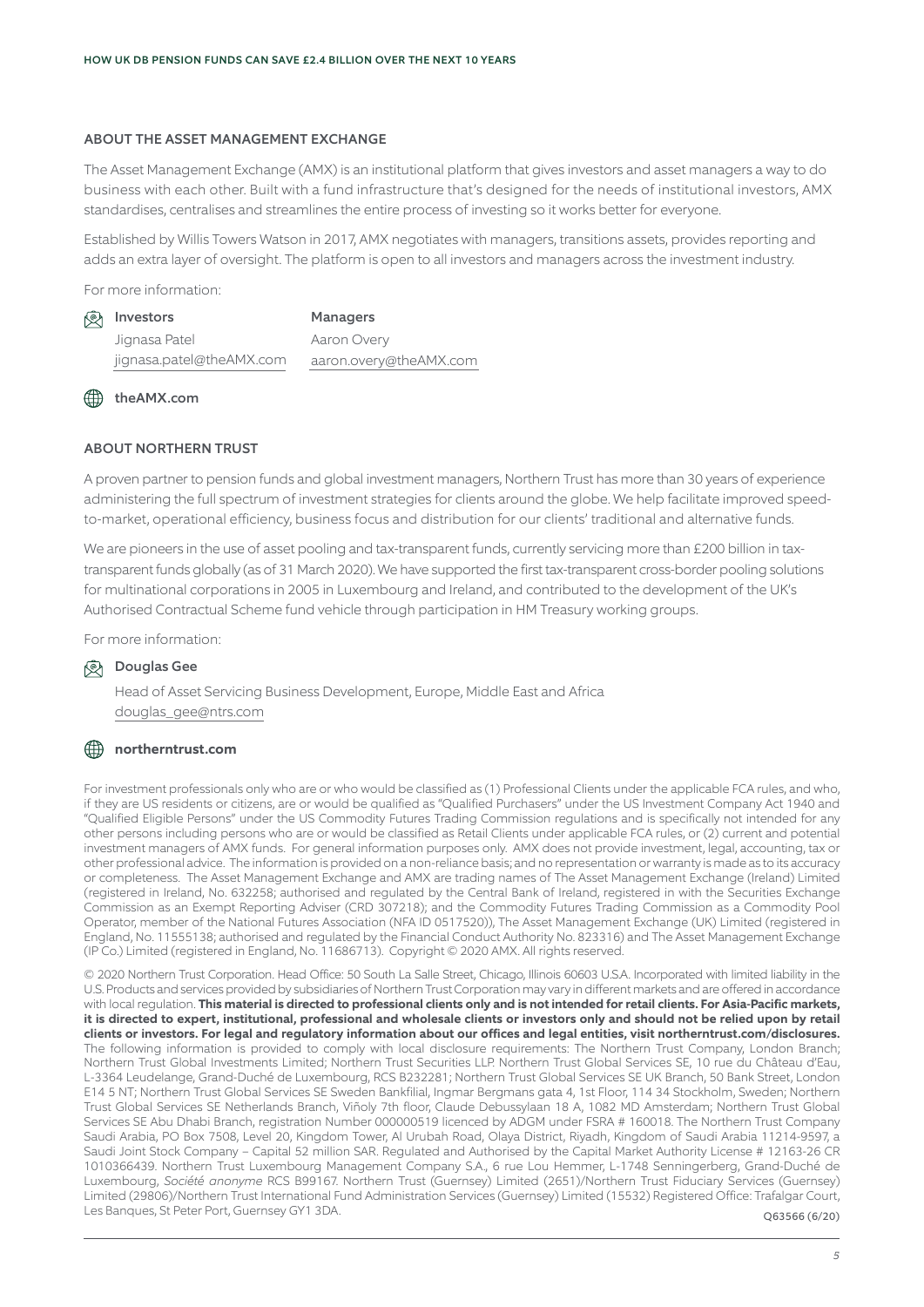## ABOUT THE ASSET MANAGEMENT EXCHANGE

The Asset Management Exchange (AMX) is an institutional platform that gives investors and asset managers a way to do business with each other. Built with a fund infrastructure that's designed for the needs of institutional investors, AMX standardises, centralises and streamlines the entire process of investing so it works better for everyone.

Established by Willis Towers Watson in 2017, AMX negotiates with managers, transitions assets, provides reporting and adds an extra layer of oversight. The platform is open to all investors and managers across the investment industry.

For more information:

**Investors**
Jignasa Patel
jignasa.patel@theAMX.com

**Managers**
Aaron Overy
aaron.overy@theAMX.com

**theAMX.com**

## ABOUT NORTHERN TRUST

A proven partner to pension funds and global investment managers, Northern Trust has more than 30 years of experience administering the full spectrum of investment strategies for clients around the globe. We help facilitate improved speed-to-market, operational efficiency, business focus and distribution for our clients' traditional and alternative funds.

We are pioneers in the use of asset pooling and tax-transparent funds, currently servicing more than £200 billion in tax-transparent funds globally (as of 31 March 2020). We have supported the first tax-transparent cross-border pooling solutions for multinational corporations in 2005 in Luxembourg and Ireland, and contributed to the development of the UK's Authorised Contractual Scheme fund vehicle through participation in HM Treasury working groups.

For more information:

**Douglas Gee**

Head of Asset Servicing Business Development, Europe, Middle East and Africa
douglas_gee@ntrs.com

**northerntrust.com**

For investment professionals only who are or who would be classified as (1) Professional Clients under the applicable FCA rules, and who, if they are US residents or citizens, are or would be qualified as "Qualified Purchasers" under the US Investment Company Act 1940 and "Qualified Eligible Persons" under the US Commodity Futures Trading Commission regulations and is specifically not intended for any other persons including persons who are or would be classified as Retail Clients under applicable FCA rules, or (2) current and potential investment managers of AMX funds. For general information purposes only. AMX does not provide investment, legal, accounting, tax or other professional advice. The information is provided on a non-reliance basis; and no representation or warranty is made as to its accuracy or completeness. The Asset Management Exchange and AMX are trading names of The Asset Management Exchange (Ireland) Limited (registered in Ireland, No. 632258; authorised and regulated by the Central Bank of Ireland, registered in with the Securities Exchange Commission as an Exempt Reporting Adviser (CRD 307218); and the Commodity Futures Trading Commission as a Commodity Pool Operator, member of the National Futures Association (NFA ID 0517520)), The Asset Management Exchange (UK) Limited (registered in England, No. 11555138; authorised and regulated by the Financial Conduct Authority No. 823316) and The Asset Management Exchange (IP Co.) Limited (registered in England, No. 11686713). Copyright © 2020 AMX. All rights reserved.

© 2020 Northern Trust Corporation. Head Office: 50 South La Salle Street, Chicago, Illinois 60603 U.S.A. Incorporated with limited liability in the U.S. Products and services provided by subsidiaries of Northern Trust Corporation may vary in different markets and are offered in accordance with local regulation. **This material is directed to professional clients only and is not intended for retail clients. For Asia-Pacific markets, it is directed to expert, institutional, professional and wholesale clients or investors only and should not be relied upon by retail clients or investors. For legal and regulatory information about our offices and legal entities, visit northerntrust.com/disclosures.** The following information is provided to comply with local disclosure requirements: The Northern Trust Company, London Branch; Northern Trust Global Investments Limited; Northern Trust Securities LLP. Northern Trust Global Services SE, 10 rue du Château d'Eau, L-3364 Leudelange, Grand-Duché de Luxembourg, RCS B232281; Northern Trust Global Services SE UK Branch, 50 Bank Street, London E14 5 NT; Northern Trust Global Services SE Sweden Bankfilial, Ingmar Bergmans gata 4, 1st Floor, 114 34 Stockholm, Sweden; Northern Trust Global Services SE Netherlands Branch, Viñoly 7th floor, Claude Debussylaan 18 A, 1082 MD Amsterdam; Northern Trust Global Services SE Abu Dhabi Branch, registration Number 000000519 licenced by ADGM under FSRA # 160018. The Northern Trust Company Saudi Arabia, PO Box 7508, Level 20, Kingdom Tower, Al Urubah Road, Olaya District, Riyadh, Kingdom of Saudi Arabia 11214-9597, a Saudi Joint Stock Company – Capital 52 million SAR. Regulated and Authorised by the Capital Market Authority License # 12163-26 CR 1010366439. Northern Trust Luxembourg Management Company S.A., 6 rue Lou Hemmer, L-1748 Senningerberg, Grand-Duché de Luxembourg, *Société anonyme* RCS B99167. Northern Trust (Guernsey) Limited (2651)/Northern Trust Fiduciary Services (Guernsey) Limited (29806)/Northern Trust International Fund Administration Services (Guernsey) Limited (15532) Registered Office: Trafalgar Court, Les Banques, St Peter Port, Guernsey GY1 3DA.

Q63566 (6/20)